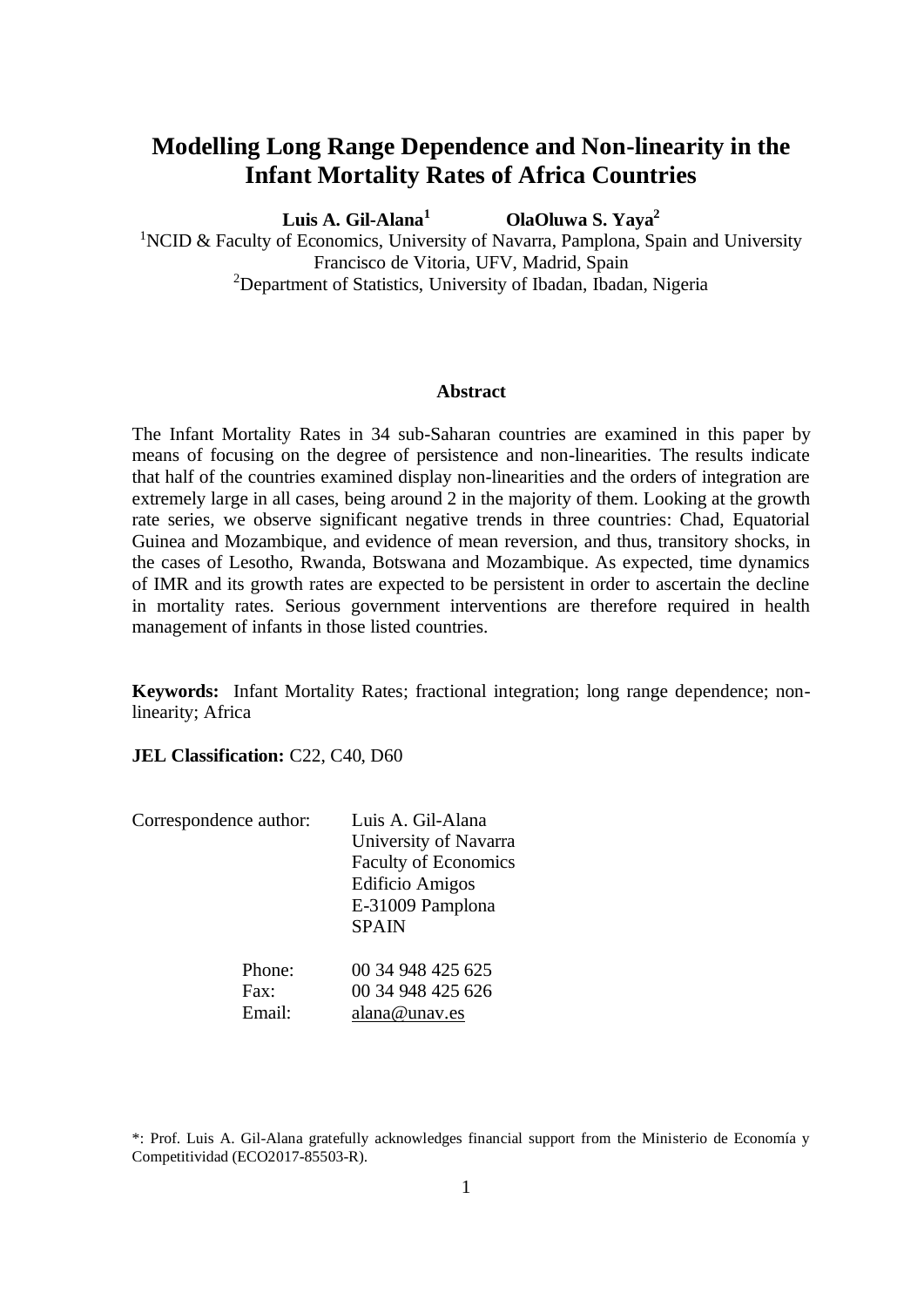# Modelling Long Range Dependence and Non-linearity in the Infant Mortality Rates of Africa Countries

**Luis A. Gil-Alana[1]** **OlaOluwa S. Yaya[2]**

[1]NCID & Faculty of Economics, University of Navarra, Pamplona, Spain and University Francisco de Vitoria, UFV, Madrid, Spain
[2]Department of Statistics, University of Ibadan, Ibadan, Nigeria

### Abstract

The Infant Mortality Rates in 34 sub-Saharan countries are examined in this paper by means of focusing on the degree of persistence and non-linearities. The results indicate that half of the countries examined display non-linearities and the orders of integration are extremely large in all cases, being around 2 in the majority of them. Looking at the growth rate series, we observe significant negative trends in three countries: Chad, Equatorial Guinea and Mozambique, and evidence of mean reversion, and thus, transitory shocks, in the cases of Lesotho, Rwanda, Botswana and Mozambique. As expected, time dynamics of IMR and its growth rates are expected to be persistent in order to ascertain the decline in mortality rates. Serious government interventions are therefore required in health management of infants in those listed countries.

**Keywords:** Infant Mortality Rates; fractional integration; long range dependence; non-linearity; Africa

**JEL Classification:** C22, C40, D60

Correspondence author: Luis A. Gil-Alana
University of Navarra
Faculty of Economics
Edificio Amigos
E-31009 Pamplona
SPAIN

Phone: 00 34 948 425 625
Fax: 00 34 948 425 626
Email: alana@unav.es

*: Prof. Luis A. Gil-Alana gratefully acknowledges financial support from the Ministerio de Economía y Competitividad (ECO2017-85503-R).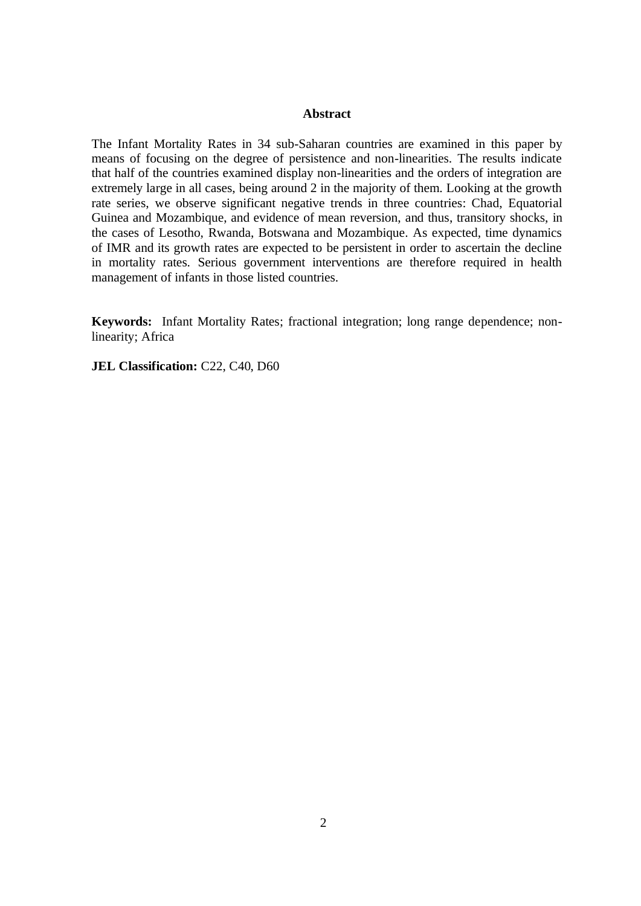## Abstract

The Infant Mortality Rates in 34 sub-Saharan countries are examined in this paper by means of focusing on the degree of persistence and non-linearities. The results indicate that half of the countries examined display non-linearities and the orders of integration are extremely large in all cases, being around 2 in the majority of them. Looking at the growth rate series, we observe significant negative trends in three countries: Chad, Equatorial Guinea and Mozambique, and evidence of mean reversion, and thus, transitory shocks, in the cases of Lesotho, Rwanda, Botswana and Mozambique. As expected, time dynamics of IMR and its growth rates are expected to be persistent in order to ascertain the decline in mortality rates. Serious government interventions are therefore required in health management of infants in those listed countries.

**Keywords:** Infant Mortality Rates; fractional integration; long range dependence; non-linearity; Africa

**JEL Classification:** C22, C40, D60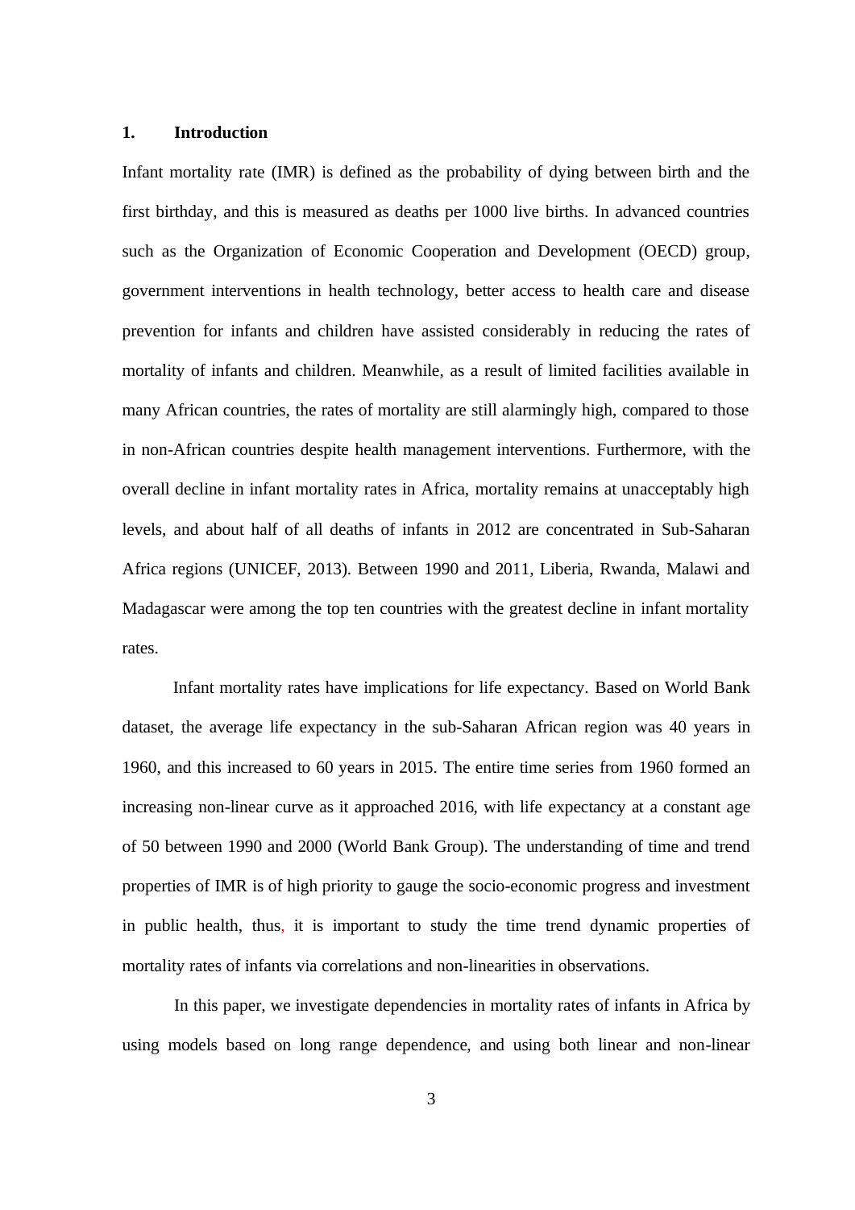## 1. Introduction

Infant mortality rate (IMR) is defined as the probability of dying between birth and the first birthday, and this is measured as deaths per 1000 live births. In advanced countries such as the Organization of Economic Cooperation and Development (OECD) group, government interventions in health technology, better access to health care and disease prevention for infants and children have assisted considerably in reducing the rates of mortality of infants and children. Meanwhile, as a result of limited facilities available in many African countries, the rates of mortality are still alarmingly high, compared to those in non-African countries despite health management interventions. Furthermore, with the overall decline in infant mortality rates in Africa, mortality remains at unacceptably high levels, and about half of all deaths of infants in 2012 are concentrated in Sub-Saharan Africa regions (UNICEF, 2013). Between 1990 and 2011, Liberia, Rwanda, Malawi and Madagascar were among the top ten countries with the greatest decline in infant mortality rates.

Infant mortality rates have implications for life expectancy. Based on World Bank dataset, the average life expectancy in the sub-Saharan African region was 40 years in 1960, and this increased to 60 years in 2015. The entire time series from 1960 formed an increasing non-linear curve as it approached 2016, with life expectancy at a constant age of 50 between 1990 and 2000 (World Bank Group). The understanding of time and trend properties of IMR is of high priority to gauge the socio-economic progress and investment in public health, thus, it is important to study the time trend dynamic properties of mortality rates of infants via correlations and non-linearities in observations.

In this paper, we investigate dependencies in mortality rates of infants in Africa by using models based on long range dependence, and using both linear and non-linear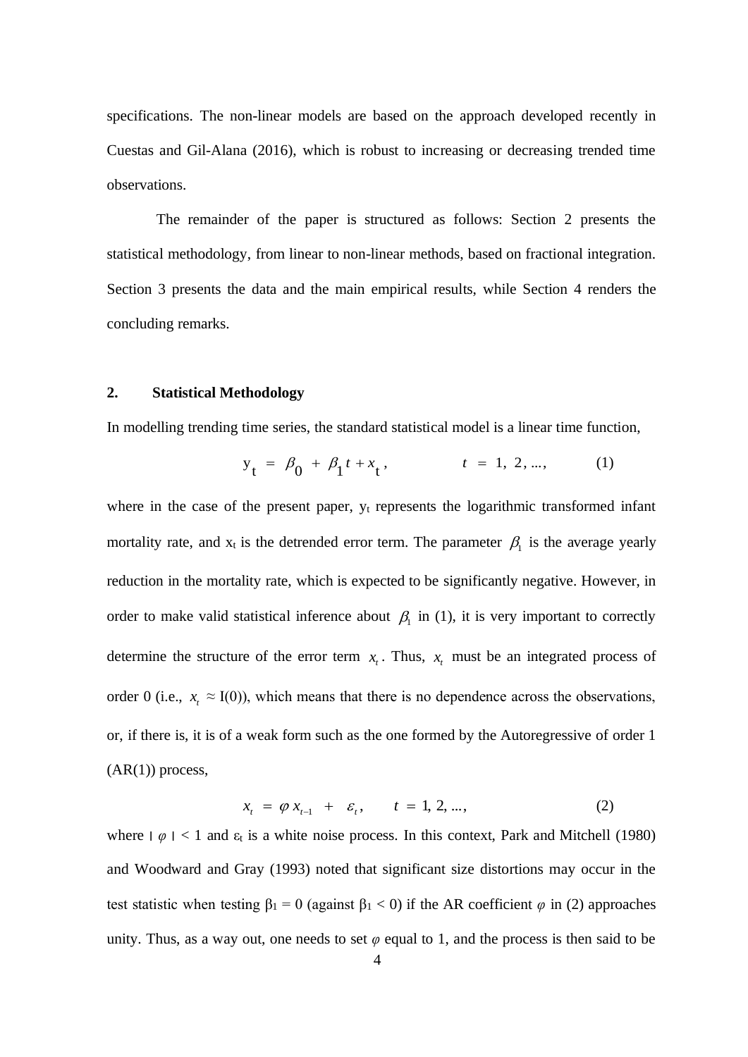specifications. The non-linear models are based on the approach developed recently in Cuestas and Gil-Alana (2016), which is robust to increasing or decreasing trended time observations.

The remainder of the paper is structured as follows: Section 2 presents the statistical methodology, from linear to non-linear methods, based on fractional integration. Section 3 presents the data and the main empirical results, while Section 4 renders the concluding remarks.

## 2. Statistical Methodology

In modelling trending time series, the standard statistical model is a linear time function,

$$y_t \;=\; \beta_0 \;+\; \beta_1 t + x_t\,, \qquad\qquad t \;=\; 1,\; 2, \ldots, \qquad\qquad (1)$$

where in the case of the present paper, $y_t$ represents the logarithmic transformed infant mortality rate, and $x_t$ is the detrended error term. The parameter $\beta_1$ is the average yearly reduction in the mortality rate, which is expected to be significantly negative. However, in order to make valid statistical inference about $\beta_1$ in (1), it is very important to correctly determine the structure of the error term $x_t$. Thus, $x_t$ must be an integrated process of order 0 (i.e., $x_t \approx$ I(0)), which means that there is no dependence across the observations, or, if there is, it is of a weak form such as the one formed by the Autoregressive of order 1 (AR(1)) process,

$$x_t \;=\; \varphi\, x_{t-1} \;+\; \varepsilon_t\,, \qquad t \;=\; 1, 2, \ldots, \qquad\qquad (2)$$

where $|\,\varphi\,| < 1$ and $\varepsilon_t$ is a white noise process. In this context, Park and Mitchell (1980) and Woodward and Gray (1993) noted that significant size distortions may occur in the test statistic when testing $\beta_1 = 0$ (against $\beta_1 < 0$) if the AR coefficient $\varphi$ in (2) approaches unity. Thus, as a way out, one needs to set $\varphi$ equal to 1, and the process is then said to be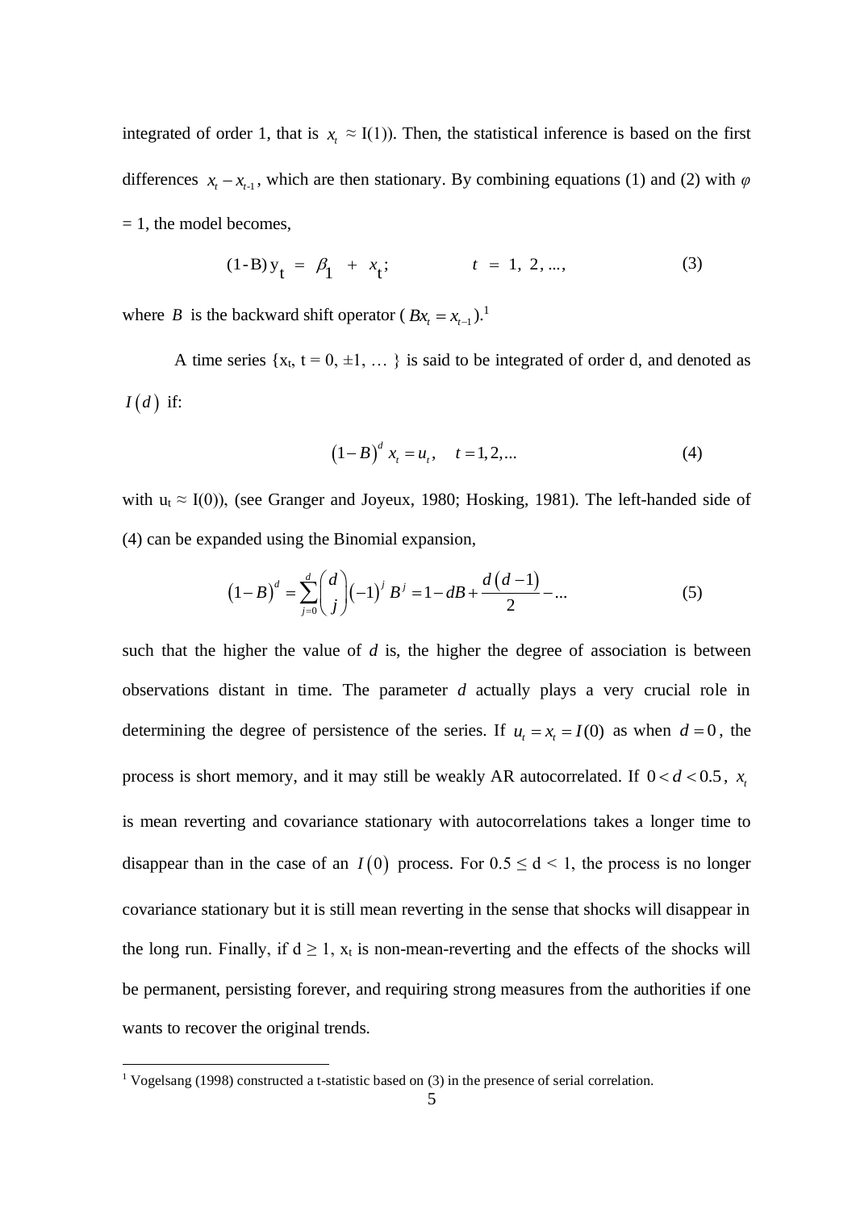integrated of order 1, that is $x_t \approx I(1)$). Then, the statistical inference is based on the first differences $x_t - x_{t-1}$, which are then stationary. By combining equations (1) and (2) with $\varphi = 1$, the model becomes,

$$(1-B)\,y_t \;=\; \beta_1 \;+\; x_t; \qquad\qquad t \;=\; 1,\; 2, ..., \tag{3}$$

where $B$ is the backward shift operator ($Bx_t = x_{t-1}$).[1]

A time series $\{x_t,\, t = 0, \pm 1, \ldots\}$ is said to be integrated of order d, and denoted as $I(d)$ if:

$$\left(1-B\right)^d x_t = u_t, \quad t = 1, 2, \ldots \tag{4}$$

with $u_t \approx I(0)$), (see Granger and Joyeux, 1980; Hosking, 1981). The left-handed side of (4) can be expanded using the Binomial expansion,

$$\left(1-B\right)^d = \sum_{j=0}^{d} \binom{d}{j} \left(-1\right)^j B^j = 1 - dB + \frac{d\left(d-1\right)}{2} - \ldots \tag{5}$$

such that the higher the value of $d$ is, the higher the degree of association is between observations distant in time. The parameter $d$ actually plays a very crucial role in determining the degree of persistence of the series. If $u_t = x_t = I(0)$ as when $d = 0$, the process is short memory, and it may still be weakly AR autocorrelated. If $0 < d < 0.5$, $x_t$ is mean reverting and covariance stationary with autocorrelations takes a longer time to disappear than in the case of an $I(0)$ process. For $0.5 \leq d < 1$, the process is no longer covariance stationary but it is still mean reverting in the sense that shocks will disappear in the long run. Finally, if $d \geq 1$, $x_t$ is non-mean-reverting and the effects of the shocks will be permanent, persisting forever, and requiring strong measures from the authorities if one wants to recover the original trends.

[1] Vogelsang (1998) constructed a t-statistic based on (3) in the presence of serial correlation.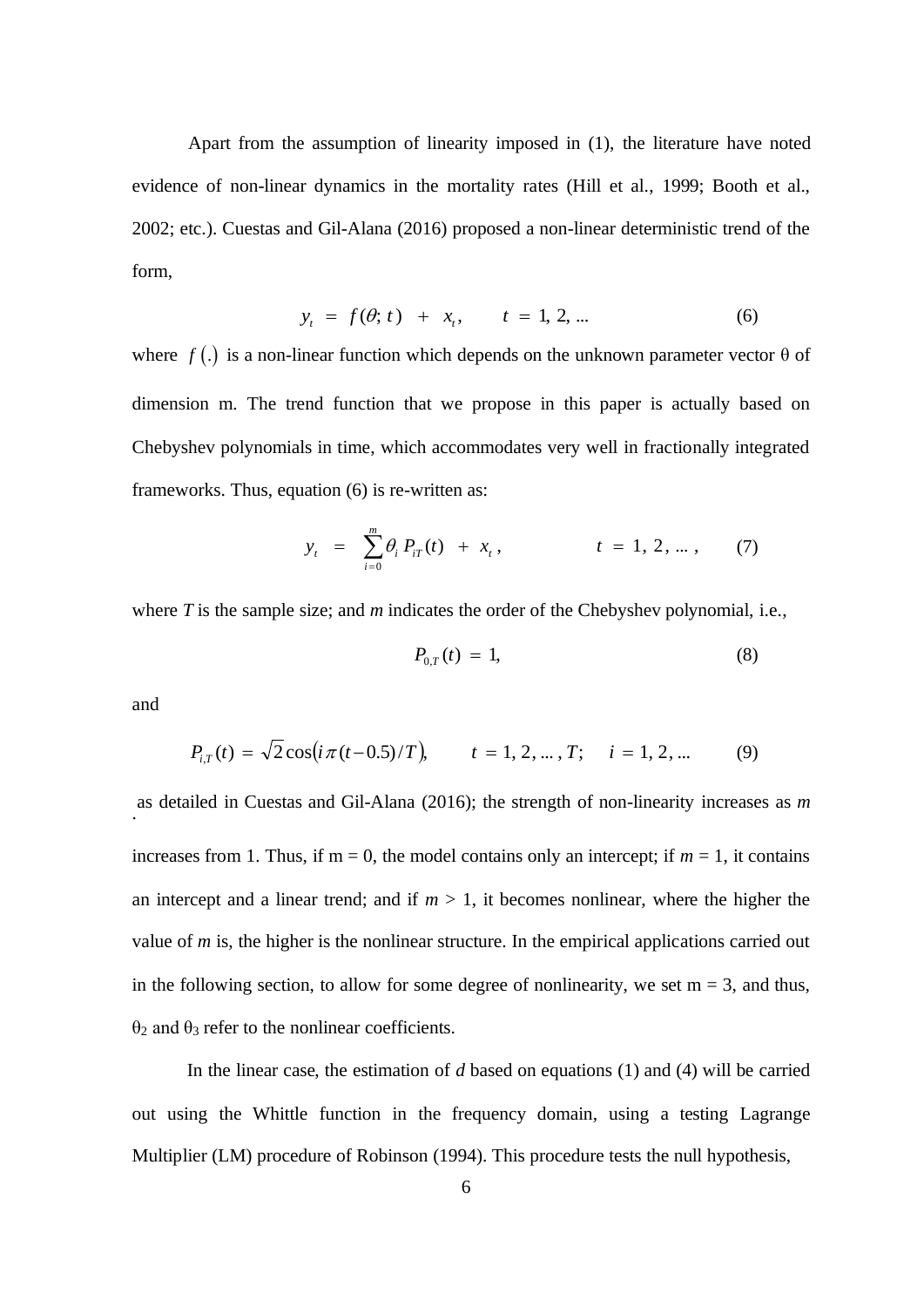Apart from the assumption of linearity imposed in (1), the literature have noted evidence of non-linear dynamics in the mortality rates (Hill et al., 1999; Booth et al., 2002; etc.). Cuestas and Gil-Alana (2016) proposed a non-linear deterministic trend of the form,

$$y_t \; = \; f(\theta; t) \; + \; x_t, \qquad t \; = \; 1, 2, \ldots \tag{6}$$

where $f(.)$ is a non-linear function which depends on the unknown parameter vector θ of dimension m. The trend function that we propose in this paper is actually based on Chebyshev polynomials in time, which accommodates very well in fractionally integrated frameworks. Thus, equation (6) is re-written as:

$$y_t \; = \; \sum_{i=0}^{m} \theta_i \, P_{iT}(t) \; + \; x_t \, , \qquad t \; = \; 1, \, 2, \ldots , \tag{7}$$

where *T* is the sample size; and *m* indicates the order of the Chebyshev polynomial, i.e.,

$$P_{0,T}(t) \; = \; 1, \tag{8}$$

and

$$P_{i,T}(t) \; = \; \sqrt{2} \cos\left(i \, \pi \, (t - 0.5)/T\right), \qquad t \; = \; 1, 2, \ldots , T; \quad i \; = \; 1, 2, \ldots \tag{9}$$

as detailed in Cuestas and Gil-Alana (2016); the strength of non-linearity increases as *m* increases from 1. Thus, if m = 0, the model contains only an intercept; if *m* = 1, it contains an intercept and a linear trend; and if *m* > 1, it becomes nonlinear, where the higher the value of *m* is, the higher is the nonlinear structure. In the empirical applications carried out in the following section, to allow for some degree of nonlinearity, we set m = 3, and thus, $\theta_2$ and $\theta_3$ refer to the nonlinear coefficients.

In the linear case, the estimation of *d* based on equations (1) and (4) will be carried out using the Whittle function in the frequency domain, using a testing Lagrange Multiplier (LM) procedure of Robinson (1994). This procedure tests the null hypothesis,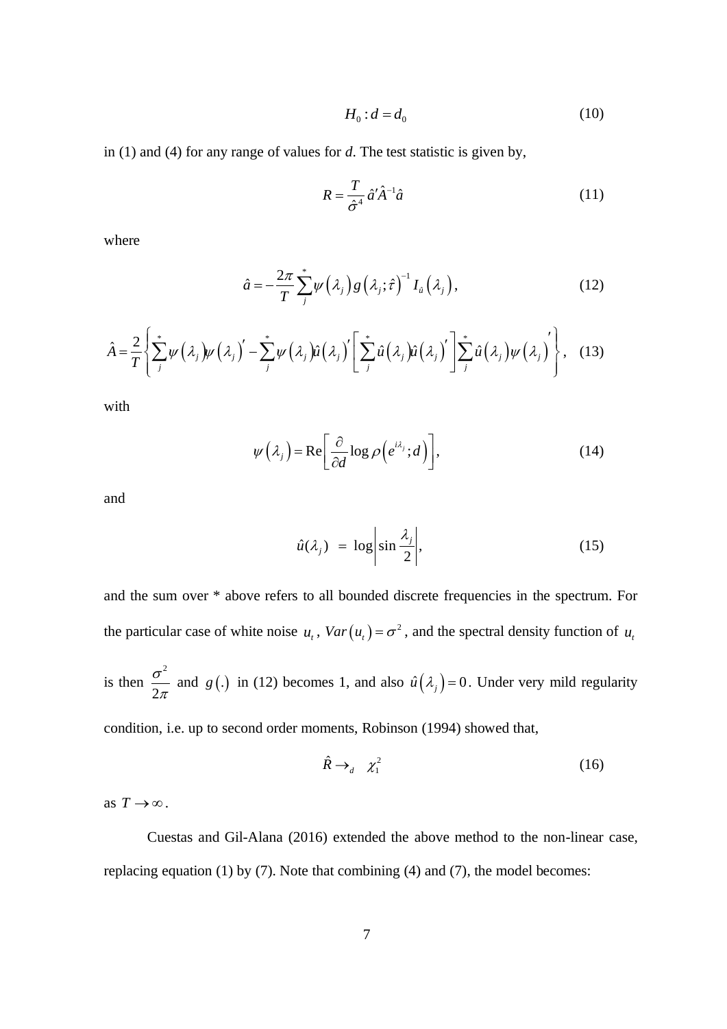$$H_0 : d = d_0 \tag{10}$$

in (1) and (4) for any range of values for *d*. The test statistic is given by,

$$R = \frac{T}{\hat{\sigma}^4} \hat{a}' \hat{A}^{-1} \hat{a} \tag{11}$$

where

$$\hat{a} = -\frac{2\pi}{T} \sum_j^* \psi(\lambda_j) g(\lambda_j; \hat{\tau})^{-1} I_{\hat{u}}(\lambda_j), \tag{12}$$

$$\hat{A} = \frac{2}{T} \left\{ \sum_j^* \psi(\lambda_j) \psi(\lambda_j)' - \sum_j^* \psi(\lambda_j) \hat{u}(\lambda_j)' \left[ \sum_j^* \hat{u}(\lambda_j) \hat{u}(\lambda_j)' \right] \sum_j^* \hat{u}(\lambda_j) \psi(\lambda_j)' \right\}, \tag{13}$$

with

$$\psi(\lambda_j) = \mathrm{Re}\left[ \frac{\partial}{\partial d} \log \rho\left(e^{i\lambda_j}; d\right) \right], \tag{14}$$

and

$$\hat{u}(\lambda_j) \ = \ \log \left| \sin \frac{\lambda_j}{2} \right|, \tag{15}$$

and the sum over * above refers to all bounded discrete frequencies in the spectrum. For the particular case of white noise $u_t$, $Var(u_t) = \sigma^2$, and the spectral density function of $u_t$ is then $\frac{\sigma^2}{2\pi}$ and $g(.)$ in (12) becomes 1, and also $\hat{u}(\lambda_j) = 0$. Under very mild regularity condition, i.e. up to second order moments, Robinson (1994) showed that,

$$\hat{R} \rightarrow_d \ \chi_1^2 \tag{16}$$

as $T \rightarrow \infty$.

Cuestas and Gil-Alana (2016) extended the above method to the non-linear case, replacing equation (1) by (7). Note that combining (4) and (7), the model becomes: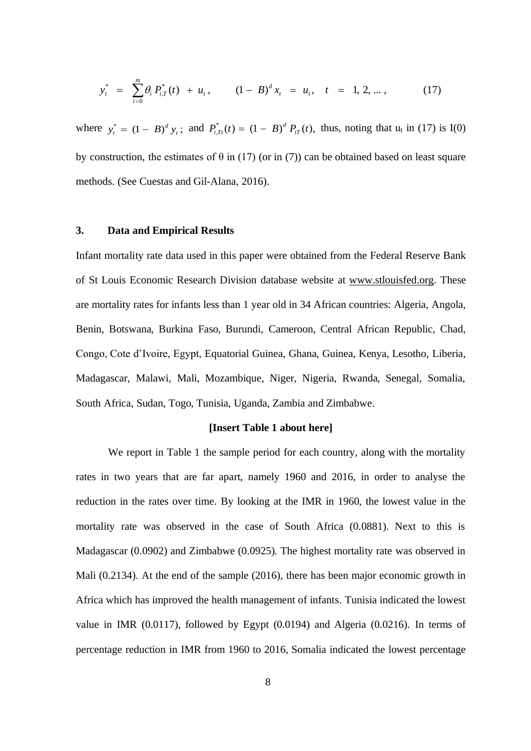$$y_t^* \;=\; \sum_{i=0}^{m} \theta_i \, P_{i,T}^*(t) \;+\; u_t\,, \qquad (1-\;B)^d\, x_t \;=\; u_t\,, \quad t \;=\; 1,\, 2,\, \ldots\,, \tag{17}$$

where $y_t^* = (1-\;B)^d\, y_t$; and $P_{i,Tt}^*(t) = (1-\;B)^d\, P_{iT}(t)$, thus, noting that $u_t$ in (17) is I(0) by construction, the estimates of θ in (17) (or in (7)) can be obtained based on least square methods. (See Cuestas and Gil-Alana, 2016).

## 3. Data and Empirical Results

Infant mortality rate data used in this paper were obtained from the Federal Reserve Bank of St Louis Economic Research Division database website at www.stlouisfed.org. These are mortality rates for infants less than 1 year old in 34 African countries: Algeria, Angola, Benin, Botswana, Burkina Faso, Burundi, Cameroon, Central African Republic, Chad, Congo, Cote d'Ivoire, Egypt, Equatorial Guinea, Ghana, Guinea, Kenya, Lesotho, Liberia, Madagascar, Malawi, Mali, Mozambique, Niger, Nigeria, Rwanda, Senegal, Somalia, South Africa, Sudan, Togo, Tunisia, Uganda, Zambia and Zimbabwe.

**[Insert Table 1 about here]**

We report in Table 1 the sample period for each country, along with the mortality rates in two years that are far apart, namely 1960 and 2016, in order to analyse the reduction in the rates over time. By looking at the IMR in 1960, the lowest value in the mortality rate was observed in the case of South Africa (0.0881). Next to this is Madagascar (0.0902) and Zimbabwe (0.0925). The highest mortality rate was observed in Mali (0.2134). At the end of the sample (2016), there has been major economic growth in Africa which has improved the health management of infants. Tunisia indicated the lowest value in IMR (0.0117), followed by Egypt (0.0194) and Algeria (0.0216). In terms of percentage reduction in IMR from 1960 to 2016, Somalia indicated the lowest percentage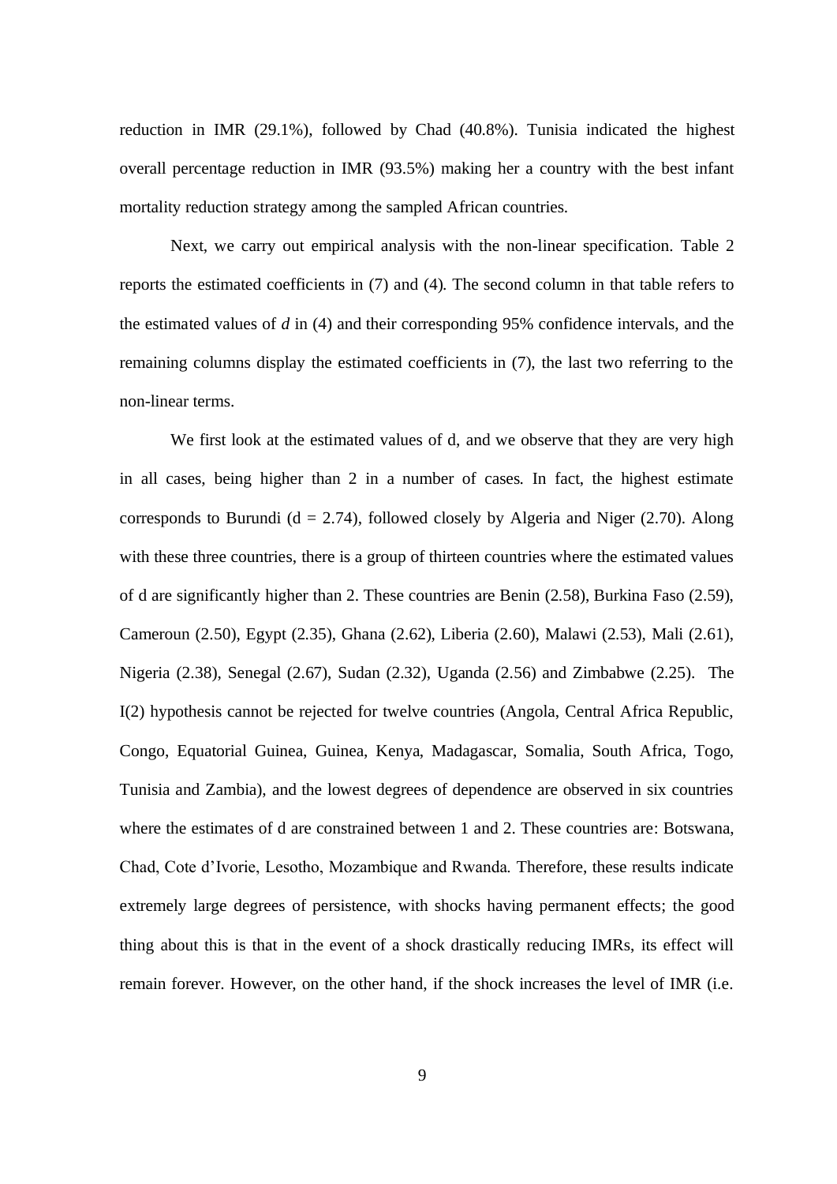reduction in IMR (29.1%), followed by Chad (40.8%). Tunisia indicated the highest overall percentage reduction in IMR (93.5%) making her a country with the best infant mortality reduction strategy among the sampled African countries.

Next, we carry out empirical analysis with the non-linear specification. Table 2 reports the estimated coefficients in (7) and (4). The second column in that table refers to the estimated values of *d* in (4) and their corresponding 95% confidence intervals, and the remaining columns display the estimated coefficients in (7), the last two referring to the non-linear terms.

We first look at the estimated values of d, and we observe that they are very high in all cases, being higher than 2 in a number of cases. In fact, the highest estimate corresponds to Burundi (d = 2.74), followed closely by Algeria and Niger (2.70). Along with these three countries, there is a group of thirteen countries where the estimated values of d are significantly higher than 2. These countries are Benin (2.58), Burkina Faso (2.59), Cameroun (2.50), Egypt (2.35), Ghana (2.62), Liberia (2.60), Malawi (2.53), Mali (2.61), Nigeria (2.38), Senegal (2.67), Sudan (2.32), Uganda (2.56) and Zimbabwe (2.25). The I(2) hypothesis cannot be rejected for twelve countries (Angola, Central Africa Republic, Congo, Equatorial Guinea, Guinea, Kenya, Madagascar, Somalia, South Africa, Togo, Tunisia and Zambia), and the lowest degrees of dependence are observed in six countries where the estimates of d are constrained between 1 and 2. These countries are: Botswana, Chad, Cote d'Ivorie, Lesotho, Mozambique and Rwanda. Therefore, these results indicate extremely large degrees of persistence, with shocks having permanent effects; the good thing about this is that in the event of a shock drastically reducing IMRs, its effect will remain forever. However, on the other hand, if the shock increases the level of IMR (i.e.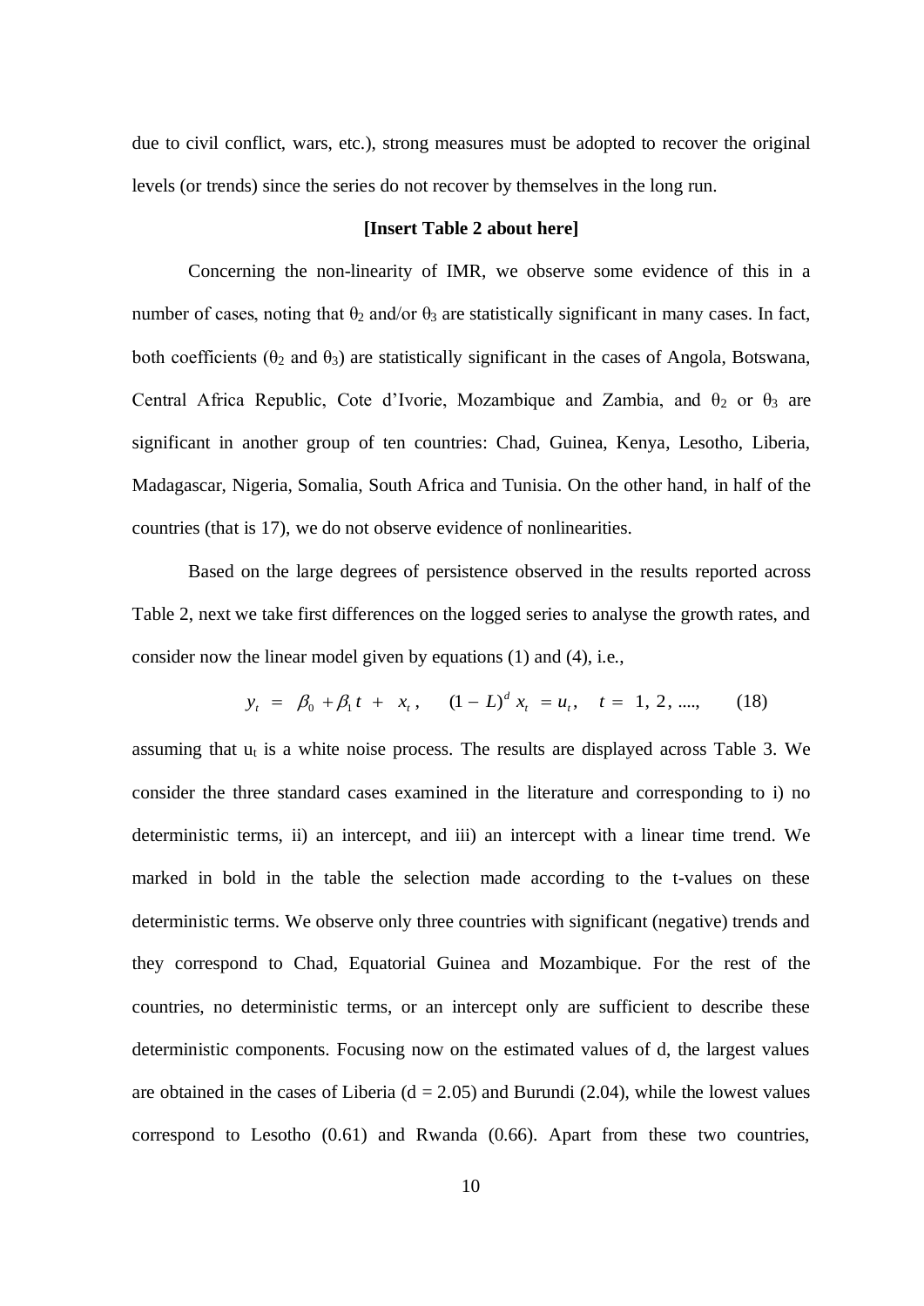due to civil conflict, wars, etc.), strong measures must be adopted to recover the original levels (or trends) since the series do not recover by themselves in the long run.

**[Insert Table 2 about here]**

Concerning the non-linearity of IMR, we observe some evidence of this in a number of cases, noting that $\theta_2$ and/or $\theta_3$ are statistically significant in many cases. In fact, both coefficients ($\theta_2$ and $\theta_3$) are statistically significant in the cases of Angola, Botswana, Central Africa Republic, Cote d'Ivorie, Mozambique and Zambia, and $\theta_2$ or $\theta_3$ are significant in another group of ten countries: Chad, Guinea, Kenya, Lesotho, Liberia, Madagascar, Nigeria, Somalia, South Africa and Tunisia. On the other hand, in half of the countries (that is 17), we do not observe evidence of nonlinearities.

Based on the large degrees of persistence observed in the results reported across Table 2, next we take first differences on the logged series to analyse the growth rates, and consider now the linear model given by equations (1) and (4), i.e.,

$$y_t \;=\; \beta_0 + \beta_1 t \;+\; x_t\,, \qquad (1-L)^d\, x_t \;=u_t\,, \quad t = \;1,\,2\,,\,...., \qquad (18)$$

assuming that $u_t$ is a white noise process. The results are displayed across Table 3. We consider the three standard cases examined in the literature and corresponding to i) no deterministic terms, ii) an intercept, and iii) an intercept with a linear time trend. We marked in bold in the table the selection made according to the t-values on these deterministic terms. We observe only three countries with significant (negative) trends and they correspond to Chad, Equatorial Guinea and Mozambique. For the rest of the countries, no deterministic terms, or an intercept only are sufficient to describe these deterministic components. Focusing now on the estimated values of d, the largest values are obtained in the cases of Liberia (d = 2.05) and Burundi (2.04), while the lowest values correspond to Lesotho (0.61) and Rwanda (0.66). Apart from these two countries,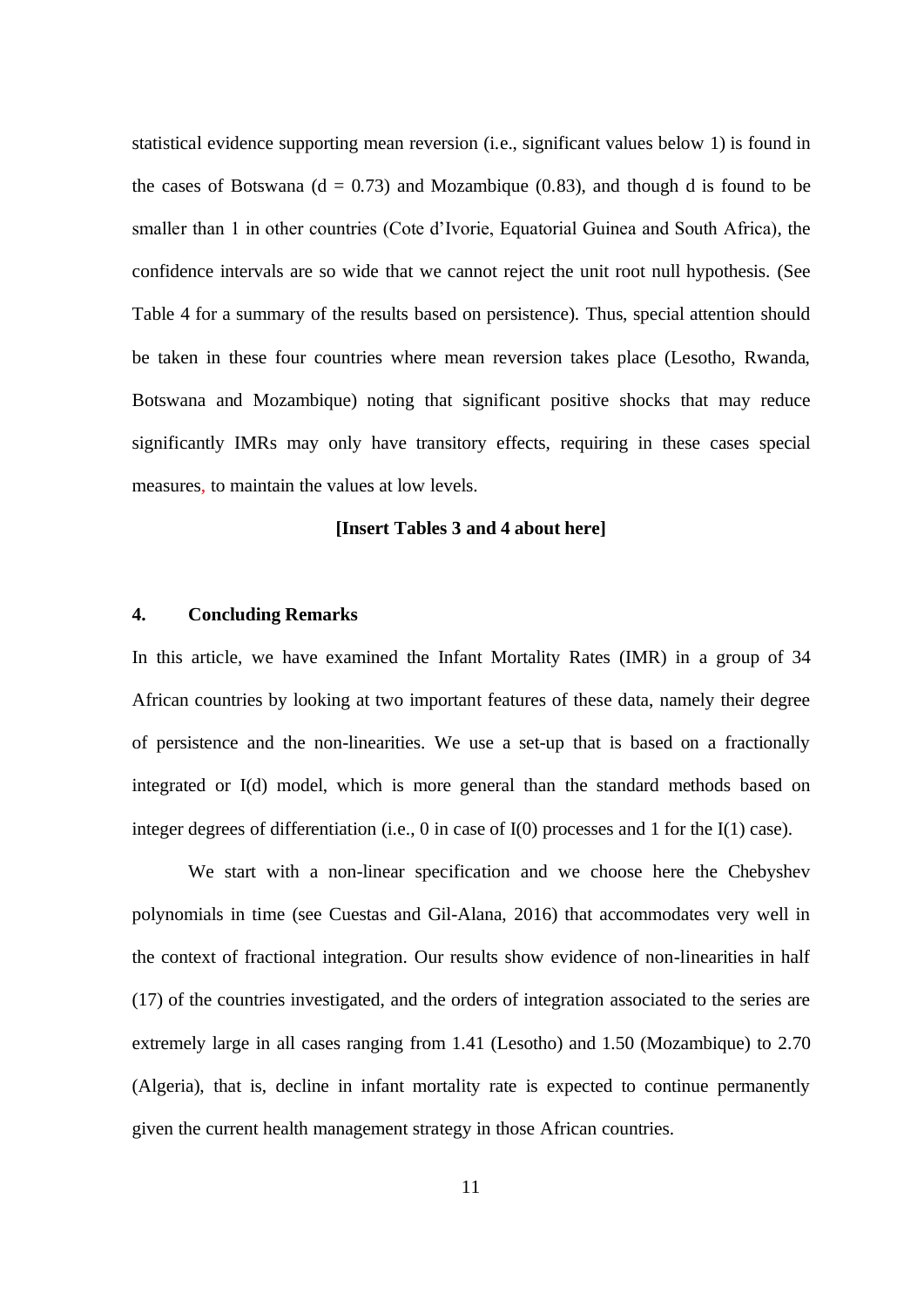statistical evidence supporting mean reversion (i.e., significant values below 1) is found in the cases of Botswana (d = 0.73) and Mozambique (0.83), and though d is found to be smaller than 1 in other countries (Cote d'Ivorie, Equatorial Guinea and South Africa), the confidence intervals are so wide that we cannot reject the unit root null hypothesis. (See Table 4 for a summary of the results based on persistence). Thus, special attention should be taken in these four countries where mean reversion takes place (Lesotho, Rwanda, Botswana and Mozambique) noting that significant positive shocks that may reduce significantly IMRs may only have transitory effects, requiring in these cases special measures, to maintain the values at low levels.

**[Insert Tables 3 and 4 about here]**

## 4. Concluding Remarks

In this article, we have examined the Infant Mortality Rates (IMR) in a group of 34 African countries by looking at two important features of these data, namely their degree of persistence and the non-linearities. We use a set-up that is based on a fractionally integrated or I(d) model, which is more general than the standard methods based on integer degrees of differentiation (i.e., 0 in case of I(0) processes and 1 for the I(1) case).

We start with a non-linear specification and we choose here the Chebyshev polynomials in time (see Cuestas and Gil-Alana, 2016) that accommodates very well in the context of fractional integration. Our results show evidence of non-linearities in half (17) of the countries investigated, and the orders of integration associated to the series are extremely large in all cases ranging from 1.41 (Lesotho) and 1.50 (Mozambique) to 2.70 (Algeria), that is, decline in infant mortality rate is expected to continue permanently given the current health management strategy in those African countries.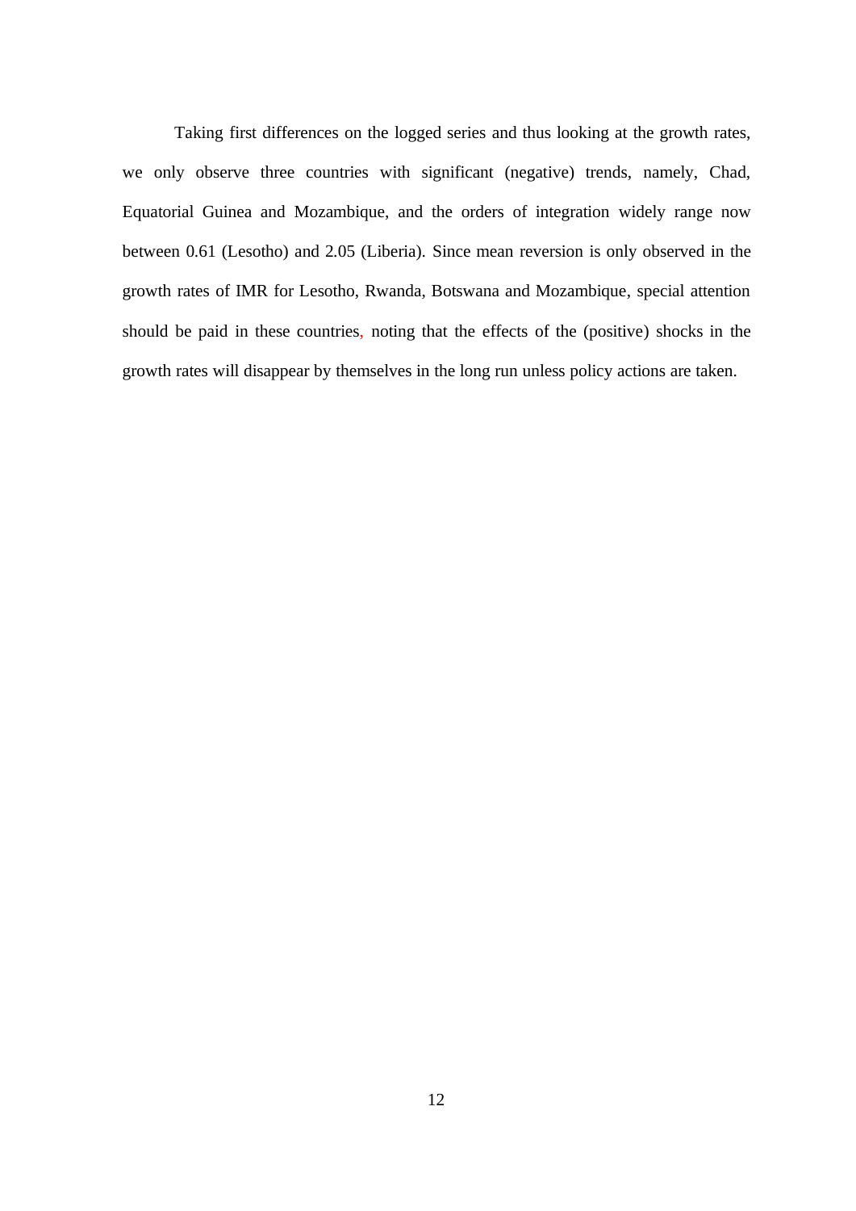Taking first differences on the logged series and thus looking at the growth rates, we only observe three countries with significant (negative) trends, namely, Chad, Equatorial Guinea and Mozambique, and the orders of integration widely range now between 0.61 (Lesotho) and 2.05 (Liberia). Since mean reversion is only observed in the growth rates of IMR for Lesotho, Rwanda, Botswana and Mozambique, special attention should be paid in these countries, noting that the effects of the (positive) shocks in the growth rates will disappear by themselves in the long run unless policy actions are taken.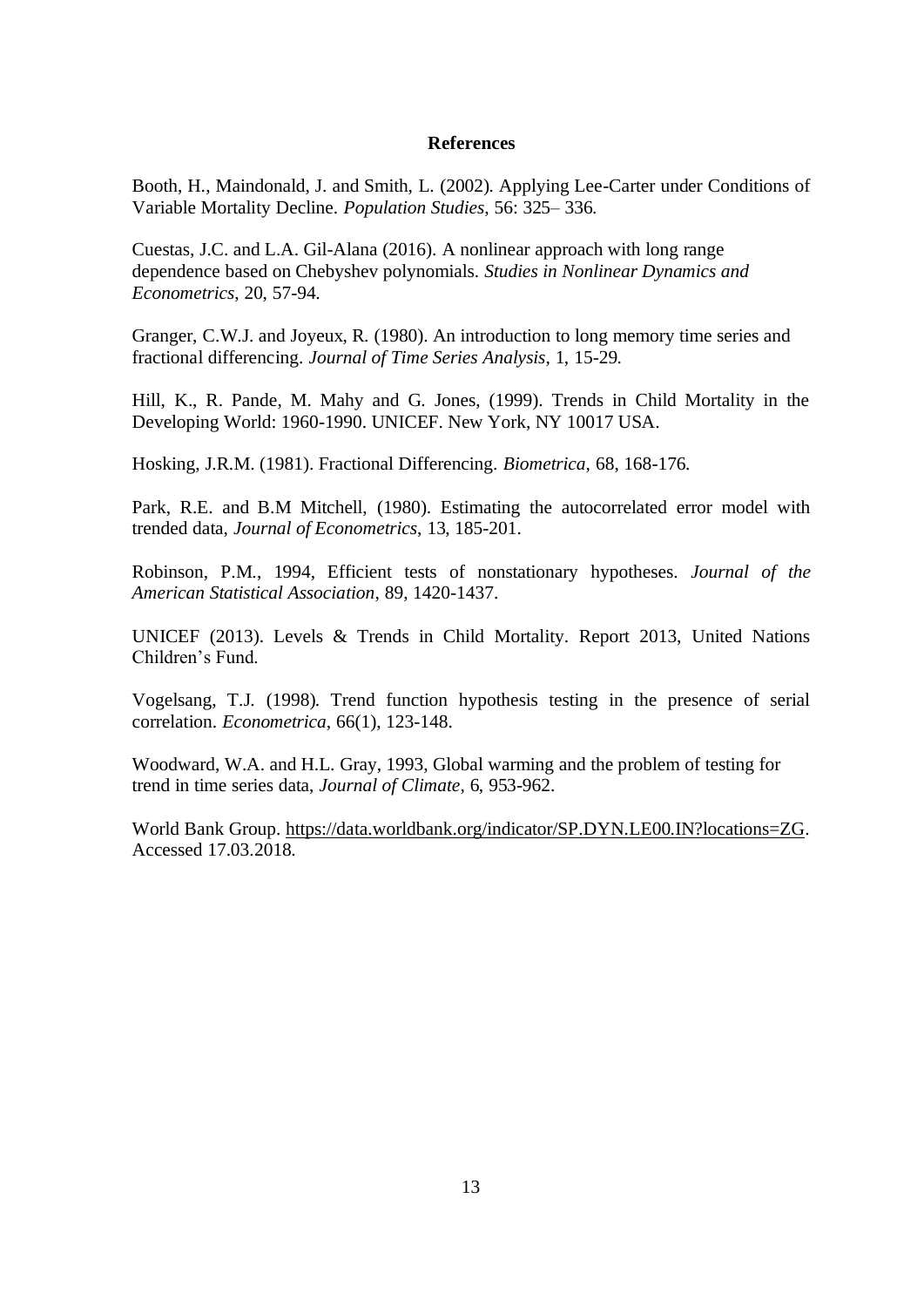**References**

Booth, H., Maindonald, J. and Smith, L. (2002). Applying Lee-Carter under Conditions of Variable Mortality Decline. *Population Studies*, 56: 325– 336.

Cuestas, J.C. and L.A. Gil-Alana (2016). A nonlinear approach with long range dependence based on Chebyshev polynomials. *Studies in Nonlinear Dynamics and Econometrics*, 20, 57-94.

Granger, C.W.J. and Joyeux, R. (1980). An introduction to long memory time series and fractional differencing. *Journal of Time Series Analysis*, 1, 15-29.

Hill, K., R. Pande, M. Mahy and G. Jones, (1999). Trends in Child Mortality in the Developing World: 1960-1990. UNICEF. New York, NY 10017 USA.

Hosking, J.R.M. (1981). Fractional Differencing. *Biometrica*, 68, 168-176.

Park, R.E. and B.M Mitchell, (1980). Estimating the autocorrelated error model with trended data, *Journal of Econometrics*, 13, 185-201.

Robinson, P.M., 1994, Efficient tests of nonstationary hypotheses. *Journal of the American Statistical Association*, 89, 1420-1437.

UNICEF (2013). Levels & Trends in Child Mortality. Report 2013, United Nations Children's Fund.

Vogelsang, T.J. (1998). Trend function hypothesis testing in the presence of serial correlation. *Econometrica*, 66(1), 123-148.

Woodward, W.A. and H.L. Gray, 1993, Global warming and the problem of testing for trend in time series data, *Journal of Climate*, 6, 953-962.

World Bank Group. https://data.worldbank.org/indicator/SP.DYN.LE00.IN?locations=ZG. Accessed 17.03.2018.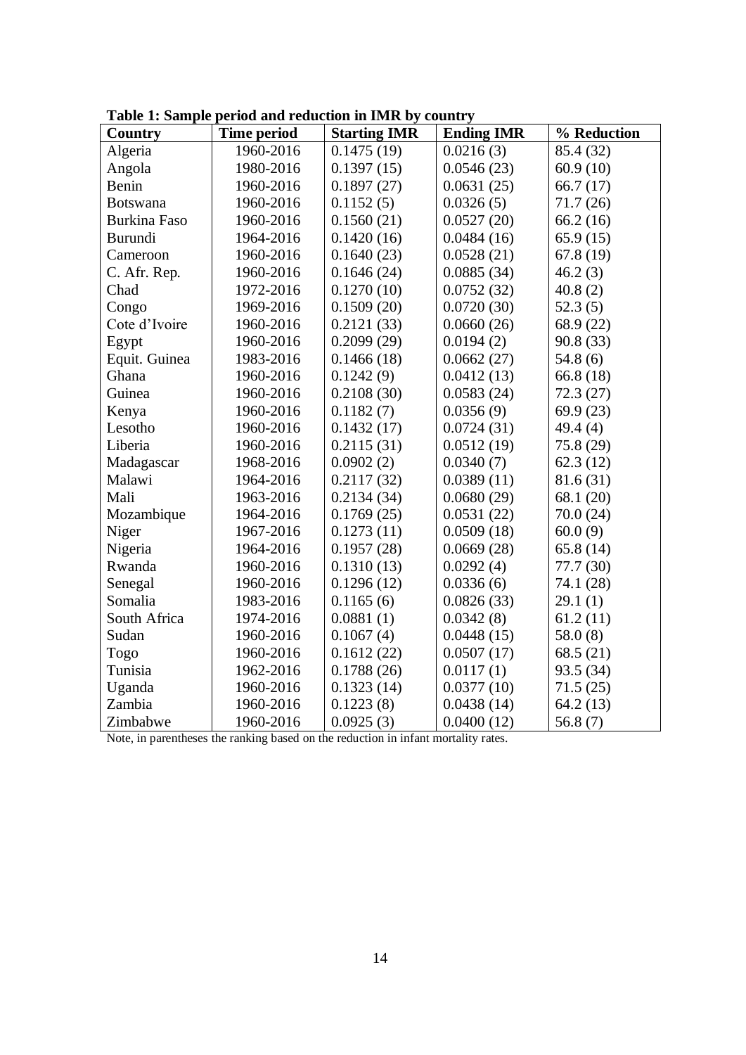**Table 1: Sample period and reduction in IMR by country**

| Country | Time period | Starting IMR | Ending IMR | % Reduction |
|---|---|---|---|---|
| Algeria | 1960-2016 | 0.1475 (19) | 0.0216 (3) | 85.4 (32) |
| Angola | 1980-2016 | 0.1397 (15) | 0.0546 (23) | 60.9 (10) |
| Benin | 1960-2016 | 0.1897 (27) | 0.0631 (25) | 66.7 (17) |
| Botswana | 1960-2016 | 0.1152 (5) | 0.0326 (5) | 71.7 (26) |
| Burkina Faso | 1960-2016 | 0.1560 (21) | 0.0527 (20) | 66.2 (16) |
| Burundi | 1964-2016 | 0.1420 (16) | 0.0484 (16) | 65.9 (15) |
| Cameroon | 1960-2016 | 0.1640 (23) | 0.0528 (21) | 67.8 (19) |
| C. Afr. Rep. | 1960-2016 | 0.1646 (24) | 0.0885 (34) | 46.2 (3) |
| Chad | 1972-2016 | 0.1270 (10) | 0.0752 (32) | 40.8 (2) |
| Congo | 1969-2016 | 0.1509 (20) | 0.0720 (30) | 52.3 (5) |
| Cote d'Ivoire | 1960-2016 | 0.2121 (33) | 0.0660 (26) | 68.9 (22) |
| Egypt | 1960-2016 | 0.2099 (29) | 0.0194 (2) | 90.8 (33) |
| Equit. Guinea | 1983-2016 | 0.1466 (18) | 0.0662 (27) | 54.8 (6) |
| Ghana | 1960-2016 | 0.1242 (9) | 0.0412 (13) | 66.8 (18) |
| Guinea | 1960-2016 | 0.2108 (30) | 0.0583 (24) | 72.3 (27) |
| Kenya | 1960-2016 | 0.1182 (7) | 0.0356 (9) | 69.9 (23) |
| Lesotho | 1960-2016 | 0.1432 (17) | 0.0724 (31) | 49.4 (4) |
| Liberia | 1960-2016 | 0.2115 (31) | 0.0512 (19) | 75.8 (29) |
| Madagascar | 1968-2016 | 0.0902 (2) | 0.0340 (7) | 62.3 (12) |
| Malawi | 1964-2016 | 0.2117 (32) | 0.0389 (11) | 81.6 (31) |
| Mali | 1963-2016 | 0.2134 (34) | 0.0680 (29) | 68.1 (20) |
| Mozambique | 1964-2016 | 0.1769 (25) | 0.0531 (22) | 70.0 (24) |
| Niger | 1967-2016 | 0.1273 (11) | 0.0509 (18) | 60.0 (9) |
| Nigeria | 1964-2016 | 0.1957 (28) | 0.0669 (28) | 65.8 (14) |
| Rwanda | 1960-2016 | 0.1310 (13) | 0.0292 (4) | 77.7 (30) |
| Senegal | 1960-2016 | 0.1296 (12) | 0.0336 (6) | 74.1 (28) |
| Somalia | 1983-2016 | 0.1165 (6) | 0.0826 (33) | 29.1 (1) |
| South Africa | 1974-2016 | 0.0881 (1) | 0.0342 (8) | 61.2 (11) |
| Sudan | 1960-2016 | 0.1067 (4) | 0.0448 (15) | 58.0 (8) |
| Togo | 1960-2016 | 0.1612 (22) | 0.0507 (17) | 68.5 (21) |
| Tunisia | 1962-2016 | 0.1788 (26) | 0.0117 (1) | 93.5 (34) |
| Uganda | 1960-2016 | 0.1323 (14) | 0.0377 (10) | 71.5 (25) |
| Zambia | 1960-2016 | 0.1223 (8) | 0.0438 (14) | 64.2 (13) |
| Zimbabwe | 1960-2016 | 0.0925 (3) | 0.0400 (12) | 56.8 (7) |

Note, in parentheses the ranking based on the reduction in infant mortality rates.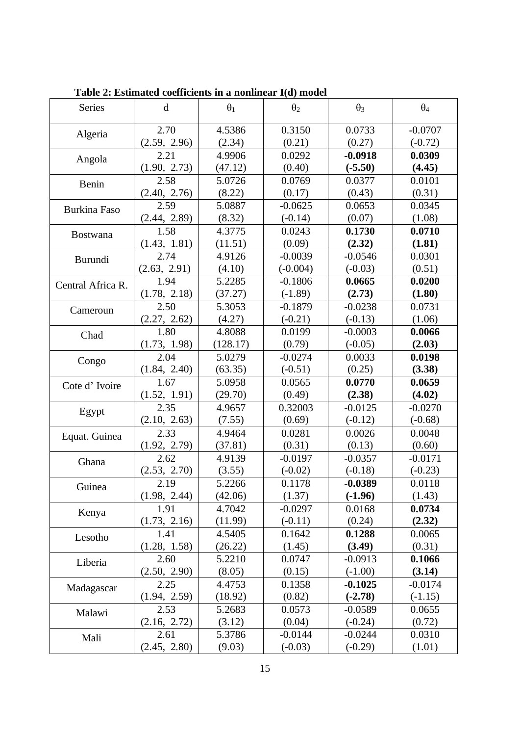**Table 2: Estimated coefficients in a nonlinear I(d) model**

| Series | d | $\theta_1$ | $\theta_2$ | $\theta_3$ | $\theta_4$ |
|---|---|---|---|---|---|
| Algeria | 2.70<br>(2.59, 2.96) | 4.5386<br>(2.34) | 0.3150<br>(0.21) | 0.0733<br>(0.27) | -0.0707<br>(-0.72) |
| Angola | 2.21<br>(1.90, 2.73) | 4.9906<br>(47.12) | 0.0292<br>(0.40) | **-0.0918**<br>**(-5.50)** | **0.0309**<br>**(4.45)** |
| Benin | 2.58<br>(2.40, 2.76) | 5.0726<br>(8.22) | 0.0769<br>(0.17) | 0.0377<br>(0.43) | 0.0101<br>(0.31) |
| Burkina Faso | 2.59<br>(2.44, 2.89) | 5.0887<br>(8.32) | -0.0625<br>(-0.14) | 0.0653<br>(0.07) | 0.0345<br>(1.08) |
| Bostwana | 1.58<br>(1.43, 1.81) | 4.3775<br>(11.51) | 0.0243<br>(0.09) | **0.1730**<br>**(2.32)** | **0.0710**<br>**(1.81)** |
| Burundi | 2.74<br>(2.63, 2.91) | 4.9126<br>(4.10) | -0.0039<br>(-0.004) | -0.0546<br>(-0.03) | 0.0301<br>(0.51) |
| Central Africa R. | 1.94<br>(1.78, 2.18) | 5.2285<br>(37.27) | -0.1806<br>(-1.89) | **0.0665**<br>**(2.73)** | **0.0200**<br>**(1.80)** |
| Cameroun | 2.50<br>(2.27, 2.62) | 5.3053<br>(4.27) | -0.1879<br>(-0.21) | -0.0238<br>(-0.13) | 0.0731<br>(1.06) |
| Chad | 1.80<br>(1.73, 1.98) | 4.8088<br>(128.17) | 0.0199<br>(0.79) | -0.0003<br>(-0.05) | **0.0066**<br>**(2.03)** |
| Congo | 2.04<br>(1.84, 2.40) | 5.0279<br>(63.35) | -0.0274<br>(-0.51) | 0.0033<br>(0.25) | **0.0198**<br>**(3.38)** |
| Cote d' Ivoire | 1.67<br>(1.52, 1.91) | 5.0958<br>(29.70) | 0.0565<br>(0.49) | **0.0770**<br>**(2.38)** | **0.0659**<br>**(4.02)** |
| Egypt | 2.35<br>(2.10, 2.63) | 4.9657<br>(7.55) | 0.32003<br>(0.69) | -0.0125<br>(-0.12) | -0.0270<br>(-0.68) |
| Equat. Guinea | 2.33<br>(1.92, 2.79) | 4.9464<br>(37.81) | 0.0281<br>(0.31) | 0.0026<br>(0.13) | 0.0048<br>(0.60) |
| Ghana | 2.62<br>(2.53, 2.70) | 4.9139<br>(3.55) | -0.0197<br>(-0.02) | -0.0357<br>(-0.18) | -0.0171<br>(-0.23) |
| Guinea | 2.19<br>(1.98, 2.44) | 5.2266<br>(42.06) | 0.1178<br>(1.37) | **-0.0389**<br>**(-1.96)** | 0.0118<br>(1.43) |
| Kenya | 1.91<br>(1.73, 2.16) | 4.7042<br>(11.99) | -0.0297<br>(-0.11) | 0.0168<br>(0.24) | **0.0734**<br>**(2.32)** |
| Lesotho | 1.41<br>(1.28, 1.58) | 4.5405<br>(26.22) | 0.1642<br>(1.45) | **0.1288**<br>**(3.49)** | 0.0065<br>(0.31) |
| Liberia | 2.60<br>(2.50, 2.90) | 5.2210<br>(8.05) | 0.0747<br>(0.15) | -0.0913<br>(-1.00) | **0.1066**<br>**(3.14)** |
| Madagascar | 2.25<br>(1.94, 2.59) | 4.4753<br>(18.92) | 0.1358<br>(0.82) | **-0.1025**<br>**(-2.78)** | -0.0174<br>(-1.15) |
| Malawi | 2.53<br>(2.16, 2.72) | 5.2683<br>(3.12) | 0.0573<br>(0.04) | -0.0589<br>(-0.24) | 0.0655<br>(0.72) |
| Mali | 2.61<br>(2.45, 2.80) | 5.3786<br>(9.03) | -0.0144<br>(-0.03) | -0.0244<br>(-0.29) | 0.0310<br>(1.01) |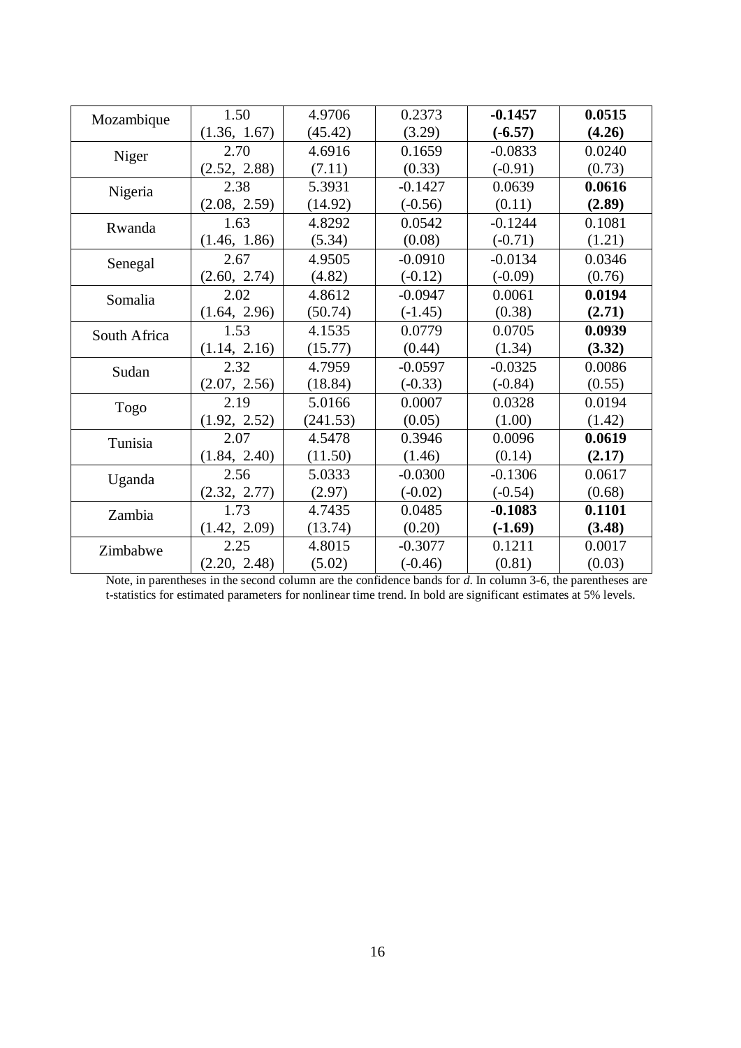| | | | | | |
|---|---|---|---|---|---|
| Mozambique | 1.50<br>(1.36, 1.67) | 4.9706<br>(45.42) | 0.2373<br>(3.29) | **-0.1457**<br>**(-6.57)** | **0.0515**<br>**(4.26)** |
| Niger | 2.70<br>(2.52, 2.88) | 4.6916<br>(7.11) | 0.1659<br>(0.33) | -0.0833<br>(-0.91) | 0.0240<br>(0.73) |
| Nigeria | 2.38<br>(2.08, 2.59) | 5.3931<br>(14.92) | -0.1427<br>(-0.56) | 0.0639<br>(0.11) | **0.0616**<br>**(2.89)** |
| Rwanda | 1.63<br>(1.46, 1.86) | 4.8292<br>(5.34) | 0.0542<br>(0.08) | -0.1244<br>(-0.71) | 0.1081<br>(1.21) |
| Senegal | 2.67<br>(2.60, 2.74) | 4.9505<br>(4.82) | -0.0910<br>(-0.12) | -0.0134<br>(-0.09) | 0.0346<br>(0.76) |
| Somalia | 2.02<br>(1.64, 2.96) | 4.8612<br>(50.74) | -0.0947<br>(-1.45) | 0.0061<br>(0.38) | **0.0194**<br>**(2.71)** |
| South Africa | 1.53<br>(1.14, 2.16) | 4.1535<br>(15.77) | 0.0779<br>(0.44) | 0.0705<br>(1.34) | **0.0939**<br>**(3.32)** |
| Sudan | 2.32<br>(2.07, 2.56) | 4.7959<br>(18.84) | -0.0597<br>(-0.33) | -0.0325<br>(-0.84) | 0.0086<br>(0.55) |
| Togo | 2.19<br>(1.92, 2.52) | 5.0166<br>(241.53) | 0.0007<br>(0.05) | 0.0328<br>(1.00) | 0.0194<br>(1.42) |
| Tunisia | 2.07<br>(1.84, 2.40) | 4.5478<br>(11.50) | 0.3946<br>(1.46) | 0.0096<br>(0.14) | **0.0619**<br>**(2.17)** |
| Uganda | 2.56<br>(2.32, 2.77) | 5.0333<br>(2.97) | -0.0300<br>(-0.02) | -0.1306<br>(-0.54) | 0.0617<br>(0.68) |
| Zambia | 1.73<br>(1.42, 2.09) | 4.7435<br>(13.74) | 0.0485<br>(0.20) | **-0.1083**<br>**(-1.69)** | **0.1101**<br>**(3.48)** |
| Zimbabwe | 2.25<br>(2.20, 2.48) | 4.8015<br>(5.02) | -0.3077<br>(-0.46) | 0.1211<br>(0.81) | 0.0017<br>(0.03) |

Note, in parentheses in the second column are the confidence bands for $d$. In column 3-6, the parentheses are t-statistics for estimated parameters for nonlinear time trend. In bold are significant estimates at 5% levels.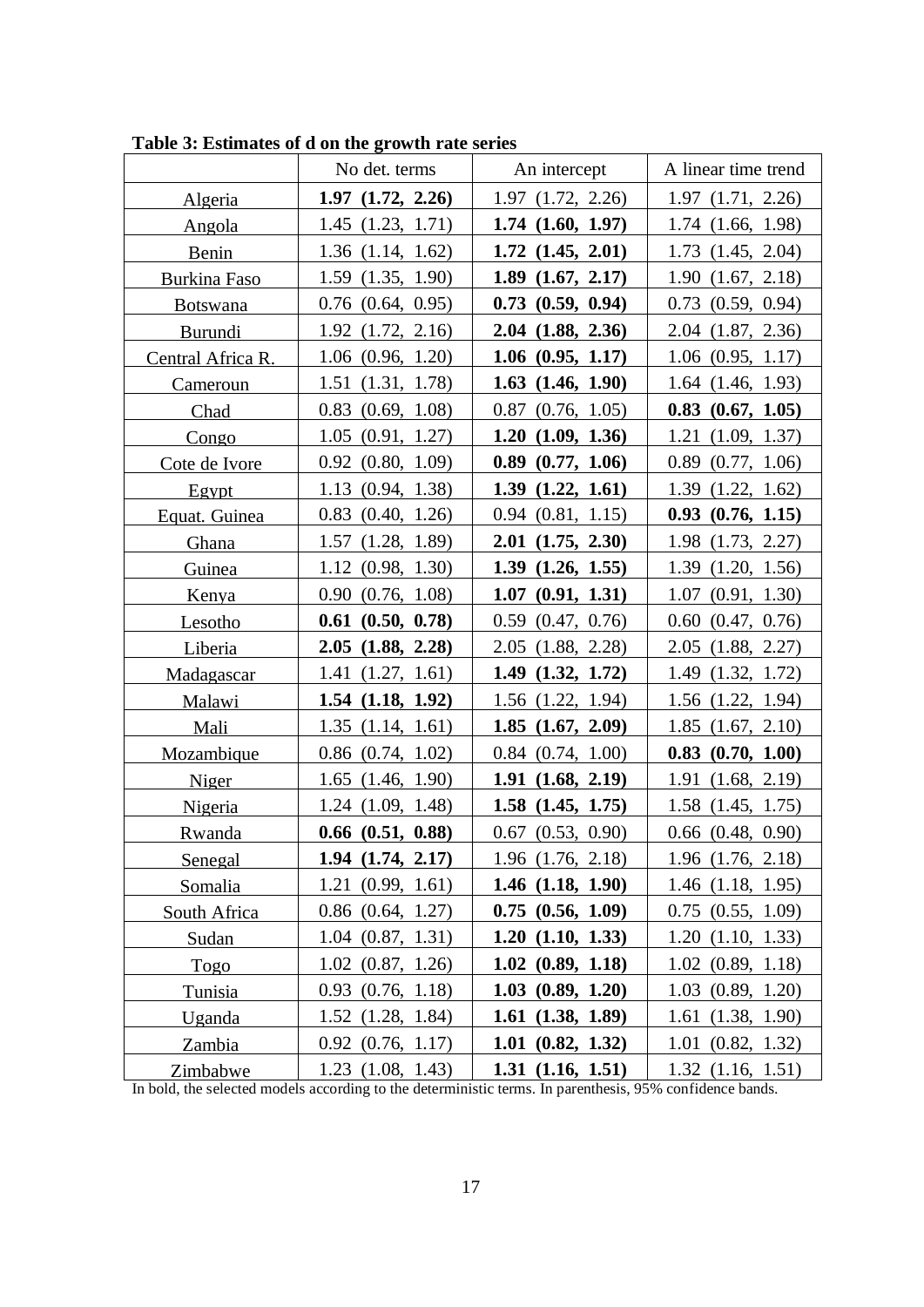**Table 3: Estimates of d on the growth rate series**

| | No det. terms | An intercept | A linear time trend |
|---|---|---|---|
| Algeria | **1.97 (1.72, 2.26)** | 1.97 (1.72, 2.26) | 1.97 (1.71, 2.26) |
| Angola | 1.45 (1.23, 1.71) | **1.74 (1.60, 1.97)** | 1.74 (1.66, 1.98) |
| Benin | 1.36 (1.14, 1.62) | **1.72 (1.45, 2.01)** | 1.73 (1.45, 2.04) |
| Burkina Faso | 1.59 (1.35, 1.90) | **1.89 (1.67, 2.17)** | 1.90 (1.67, 2.18) |
| Botswana | 0.76 (0.64, 0.95) | **0.73 (0.59, 0.94)** | 0.73 (0.59, 0.94) |
| Burundi | 1.92 (1.72, 2.16) | **2.04 (1.88, 2.36)** | 2.04 (1.87, 2.36) |
| Central Africa R. | 1.06 (0.96, 1.20) | **1.06 (0.95, 1.17)** | 1.06 (0.95, 1.17) |
| Cameroun | 1.51 (1.31, 1.78) | **1.63 (1.46, 1.90)** | 1.64 (1.46, 1.93) |
| Chad | 0.83 (0.69, 1.08) | 0.87 (0.76, 1.05) | **0.83 (0.67, 1.05)** |
| Congo | 1.05 (0.91, 1.27) | **1.20 (1.09, 1.36)** | 1.21 (1.09, 1.37) |
| Cote de Ivore | 0.92 (0.80, 1.09) | **0.89 (0.77, 1.06)** | 0.89 (0.77, 1.06) |
| Egypt | 1.13 (0.94, 1.38) | **1.39 (1.22, 1.61)** | 1.39 (1.22, 1.62) |
| Equat. Guinea | 0.83 (0.40, 1.26) | 0.94 (0.81, 1.15) | **0.93 (0.76, 1.15)** |
| Ghana | 1.57 (1.28, 1.89) | **2.01 (1.75, 2.30)** | 1.98 (1.73, 2.27) |
| Guinea | 1.12 (0.98, 1.30) | **1.39 (1.26, 1.55)** | 1.39 (1.20, 1.56) |
| Kenya | 0.90 (0.76, 1.08) | **1.07 (0.91, 1.31)** | 1.07 (0.91, 1.30) |
| Lesotho | **0.61 (0.50, 0.78)** | 0.59 (0.47, 0.76) | 0.60 (0.47, 0.76) |
| Liberia | **2.05 (1.88, 2.28)** | 2.05 (1.88, 2.28) | 2.05 (1.88, 2.27) |
| Madagascar | 1.41 (1.27, 1.61) | **1.49 (1.32, 1.72)** | 1.49 (1.32, 1.72) |
| Malawi | **1.54 (1.18, 1.92)** | 1.56 (1.22, 1.94) | 1.56 (1.22, 1.94) |
| Mali | 1.35 (1.14, 1.61) | **1.85 (1.67, 2.09)** | 1.85 (1.67, 2.10) |
| Mozambique | 0.86 (0.74, 1.02) | 0.84 (0.74, 1.00) | **0.83 (0.70, 1.00)** |
| Niger | 1.65 (1.46, 1.90) | **1.91 (1.68, 2.19)** | 1.91 (1.68, 2.19) |
| Nigeria | 1.24 (1.09, 1.48) | **1.58 (1.45, 1.75)** | 1.58 (1.45, 1.75) |
| Rwanda | **0.66 (0.51, 0.88)** | 0.67 (0.53, 0.90) | 0.66 (0.48, 0.90) |
| Senegal | **1.94 (1.74, 2.17)** | 1.96 (1.76, 2.18) | 1.96 (1.76, 2.18) |
| Somalia | 1.21 (0.99, 1.61) | **1.46 (1.18, 1.90)** | 1.46 (1.18, 1.95) |
| South Africa | 0.86 (0.64, 1.27) | **0.75 (0.56, 1.09)** | 0.75 (0.55, 1.09) |
| Sudan | 1.04 (0.87, 1.31) | **1.20 (1.10, 1.33)** | 1.20 (1.10, 1.33) |
| Togo | 1.02 (0.87, 1.26) | **1.02 (0.89, 1.18)** | 1.02 (0.89, 1.18) |
| Tunisia | 0.93 (0.76, 1.18) | **1.03 (0.89, 1.20)** | 1.03 (0.89, 1.20) |
| Uganda | 1.52 (1.28, 1.84) | **1.61 (1.38, 1.89)** | 1.61 (1.38, 1.90) |
| Zambia | 0.92 (0.76, 1.17) | **1.01 (0.82, 1.32)** | 1.01 (0.82, 1.32) |
| Zimbabwe | 1.23 (1.08, 1.43) | **1.31 (1.16, 1.51)** | 1.32 (1.16, 1.51) |

In bold, the selected models according to the deterministic terms. In parenthesis, 95% confidence bands.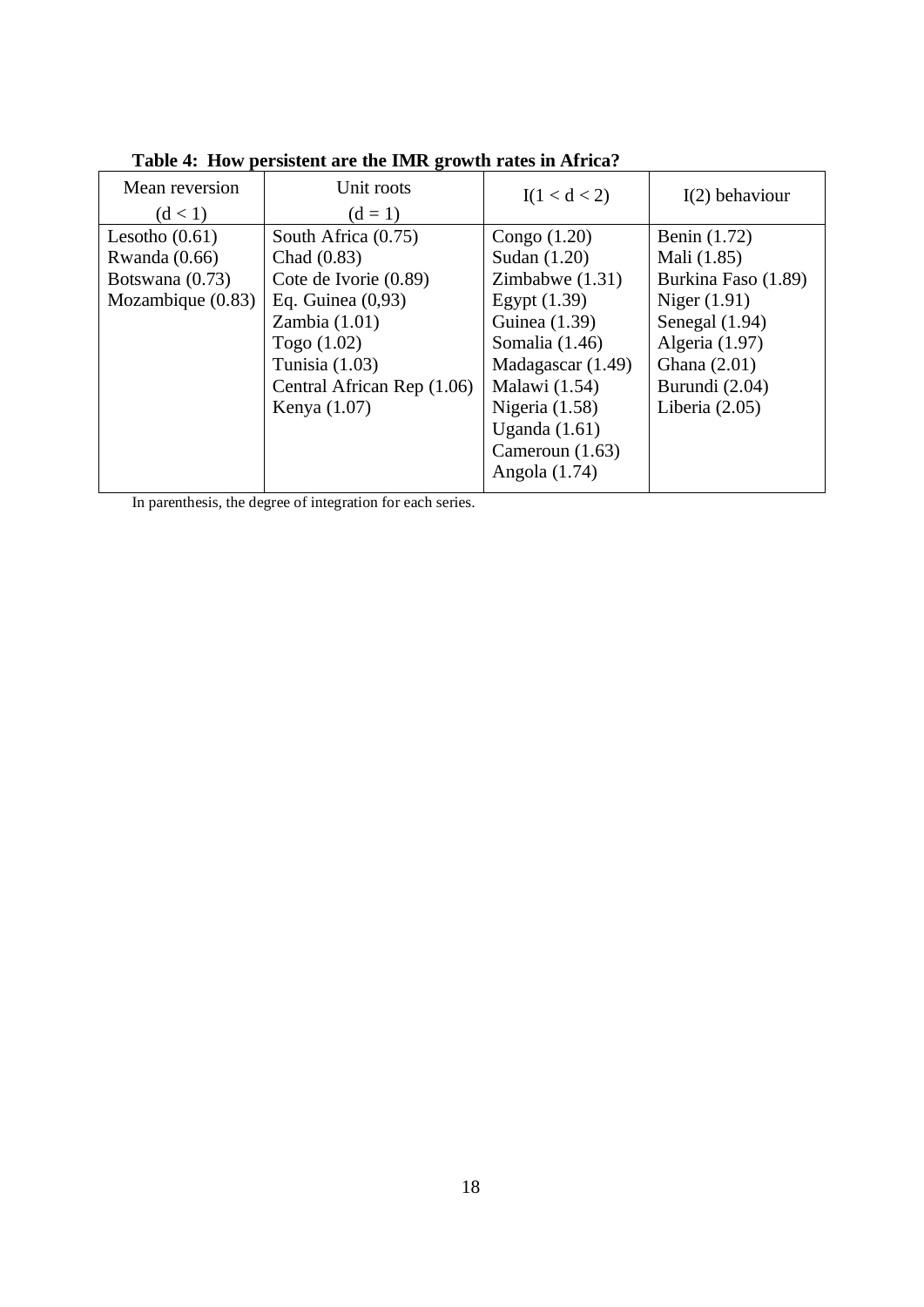**Table 4: How persistent are the IMR growth rates in Africa?**

| Mean reversion (d < 1) | Unit roots (d = 1) | I(1 < d < 2) | I(2) behaviour |
|---|---|---|---|
| Lesotho (0.61) | South Africa (0.75) | Congo (1.20) | Benin (1.72) |
| Rwanda (0.66) | Chad (0.83) | Sudan (1.20) | Mali (1.85) |
| Botswana (0.73) | Cote de Ivorie (0.89) | Zimbabwe (1.31) | Burkina Faso (1.89) |
| Mozambique (0.83) | Eq. Guinea (0,93) | Egypt (1.39) | Niger (1.91) |
| | Zambia (1.01) | Guinea (1.39) | Senegal (1.94) |
| | Togo (1.02) | Somalia (1.46) | Algeria (1.97) |
| | Tunisia (1.03) | Madagascar (1.49) | Ghana (2.01) |
| | Central African Rep (1.06) | Malawi (1.54) | Burundi (2.04) |
| | Kenya (1.07) | Nigeria (1.58) | Liberia (2.05) |
| | | Uganda (1.61) | |
| | | Cameroun (1.63) | |
| | | Angola (1.74) | |

In parenthesis, the degree of integration for each series.